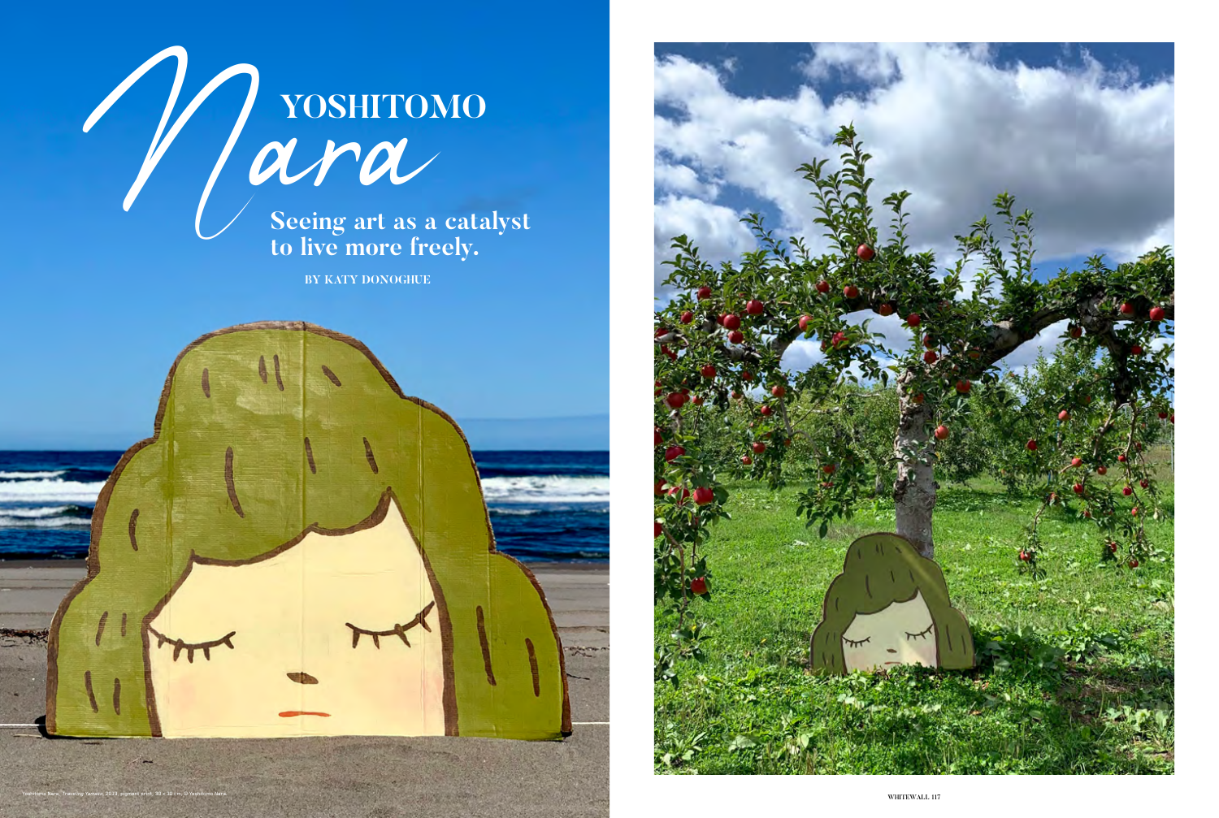# YOSHITOMO *Nara*

## Seeing art as a catalyst to live more freely.

BY KATY DONOGHUE

Yoshitomo Nara, Traveling Yamaoo, 2019, pigment print, 30 × 30 cm. © Yoshitomo Nara.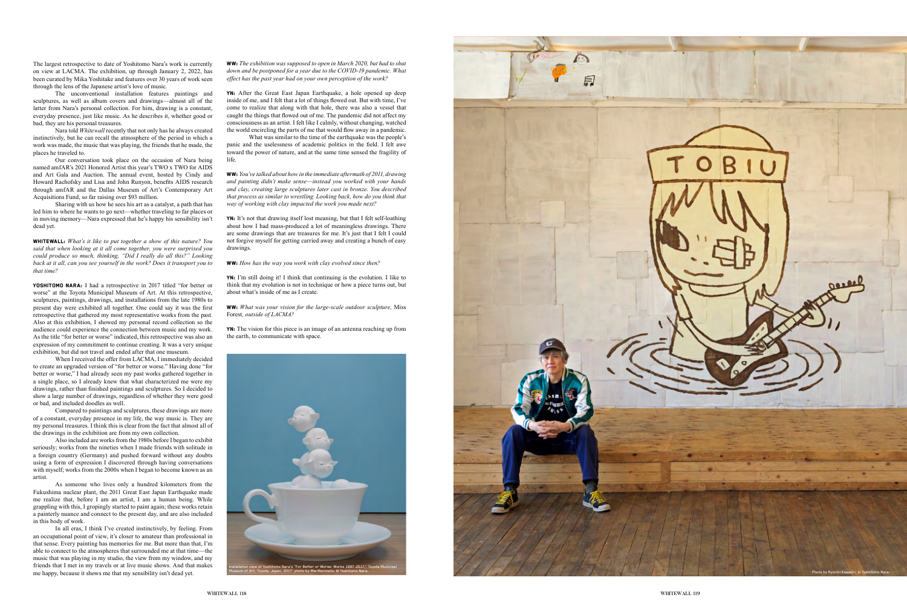The largest retrospective to date of Yoshitomo Nara's work is currently on view at LACMA. The exhibition, up through January 2, 2022, has been curated by Mika Yoshitake and features over 30 years of work seen through the lens of the Japanese artist's love of music.

The unconventional installation features paintings and sculptures, as well as album covers and drawings—almost all of the latter from Nara's personal collection. For him, drawing is a constant, everyday presence, just like music. As he describes it, whether good or bad, they are his personal treasures.

Nara told *Whitewall* recently that not only has he always created instinctively, but he can recall the atmosphere of the period in which a work was made, the music that was playing, the friends that he made, the places he traveled to.

Our conversation took place on the occasion of Nara being named amfAR's 2021 Honored Artist this year's TWO x TWO for AIDS and Art Gala and Auction. The annual event, hosted by Cindy and Howard Rachofsky and Lisa and John Runyon, benefits AIDS research through amfAR and the Dallas Museum of Art's Contemporary Art Acquisitions Fund, so far raising over $93 million.

Sharing with us how he sees his art as a catalyst, a path that has led him to where he wants to go next—whether traveling to far places or in moving memory—Nara expressed that he's happy his sensibility isn't dead yet.

**WHITEWALL:** *What's it like to put together a show of this nature? You said that when looking at it all come together, you were surprised you could produce so much, thinking, "Did I really do all this?" Looking back at it all, can you see yourself in the work? Does it transport you to that time?*

**YOSHITOMO NARA:** I had a retrospective in 2017 titled "for better or worse" at the Toyota Municipal Museum of Art. At this retrospective, sculptures, paintings, drawings, and installations from the late 1980s to present day were exhibited all together. One could say it was the first retrospective that gathered my most representative works from the past. Also at this exhibition, I showed my personal record collection so the audience could experience the connection between music and my work. As the title "for better or worse" indicated, this retrospective was also an expression of my commitment to continue creating. It was a very unique exhibition, but did not travel and ended after that one museum.

When I received the offer from LACMA, I immediately decided to create an upgraded version of "for better or worse." Having done "for better or worse," I had already seen my past works gathered together in a single place, so I already knew that what characterized me were my drawings, rather than finished paintings and sculptures. So I decided to show a large number of drawings, regardless of whether they were good or bad, and included doodles as well.

Compared to paintings and sculptures, these drawings are more of a constant, everyday presence in my life, the way music is. They are my personal treasures. I think this is clear from the fact that almost all of the drawings in the exhibition are from my own collection.

Also included are works from the 1980s before I began to exhibit seriously; works from the nineties when I made friends with solitude in a foreign country (Germany) and pushed forward without any doubts using a form of expression I discovered through having conversations with myself; works from the 2000s when I began to become known as an artist.

As someone who lives only a hundred kilometers from the Fukushima nuclear plant, the 2011 Great East Japan Earthquake made me realize that, before I am an artist, I am a human being. While grappling with this, I gropingly started to paint again; these works retain a painterly nuance and connect to the present day, and are also included in this body of work.

In all eras, I think I've created instinctively, by feeling. From an occupational point of view, it's closer to amateur than professional in that sense. Every painting has memories for me. But more than that, I'm able to connect to the atmospheres that surrounded me at that time—the music that was playing in my studio, the view from my window, and my friends that I met in my travels or at live music shows. And that makes me happy, because it shows me that my sensibility isn't dead yet.

**WW:** *The exhibition was supposed to open in March 2020, but had to shut down and be postponed for a year due to the COVID-19 pandemic. What effect has the past year had on your own perception of the work?*

**YN:** After the Great East Japan Earthquake, a hole opened up deep inside of me, and I felt that a lot of things flowed out. But with time, I've come to realize that along with that hole, there was also a vessel that caught the things that flowed out of me. The pandemic did not affect my consciousness as an artist. I felt like I calmly, without changing, watched the world encircling the parts of me that would flow away in a pandemic.

What was similar to the time of the earthquake was the people's panic and the uselessness of academic politics in the field. I felt awe toward the power of nature, and at the same time sensed the fragility of life.

**WW:** *You've talked about how in the immediate aftermath of 2011, drawing and painting didn't make sense—instead you worked with your hands and clay, creating large sculptures later cast in bronze. You described that process as similar to wrestling. Looking back, how do you think that way of working with clay impacted the work you made next?*

**YN:** It's not that drawing itself lost meaning, but that I felt self-loathing about how I had mass-produced a lot of meaningless drawings. There are some drawings that are treasures for me. It's just that I felt I could not forgive myself for getting carried away and creating a bunch of easy drawings.

**WW:** *How has the way you work with clay evolved since then?*

**YN:** I'm still doing it! I think that continuing is the evolution. I like to think that my evolution is not in technique or how a piece turns out, but about what's inside of me as I create.

**WW:** *What was your vision for the large-scale outdoor sculpture,* Miss Forest*, outside of LACMA?*

**YN:** The vision for this piece is an image of an antenna reaching up from the earth, to communicate with space.

Installation view of Yoshitomo Nara's "For Better or Worse: Works 1987-2017," Toyota Municipal Museum of Art, Toyota, Japan, 2017, photo by Mie Morimoto, © Yoshitomo Nara.

Photo by Ryoichi Kawajiri, © Yoshitomo Nara.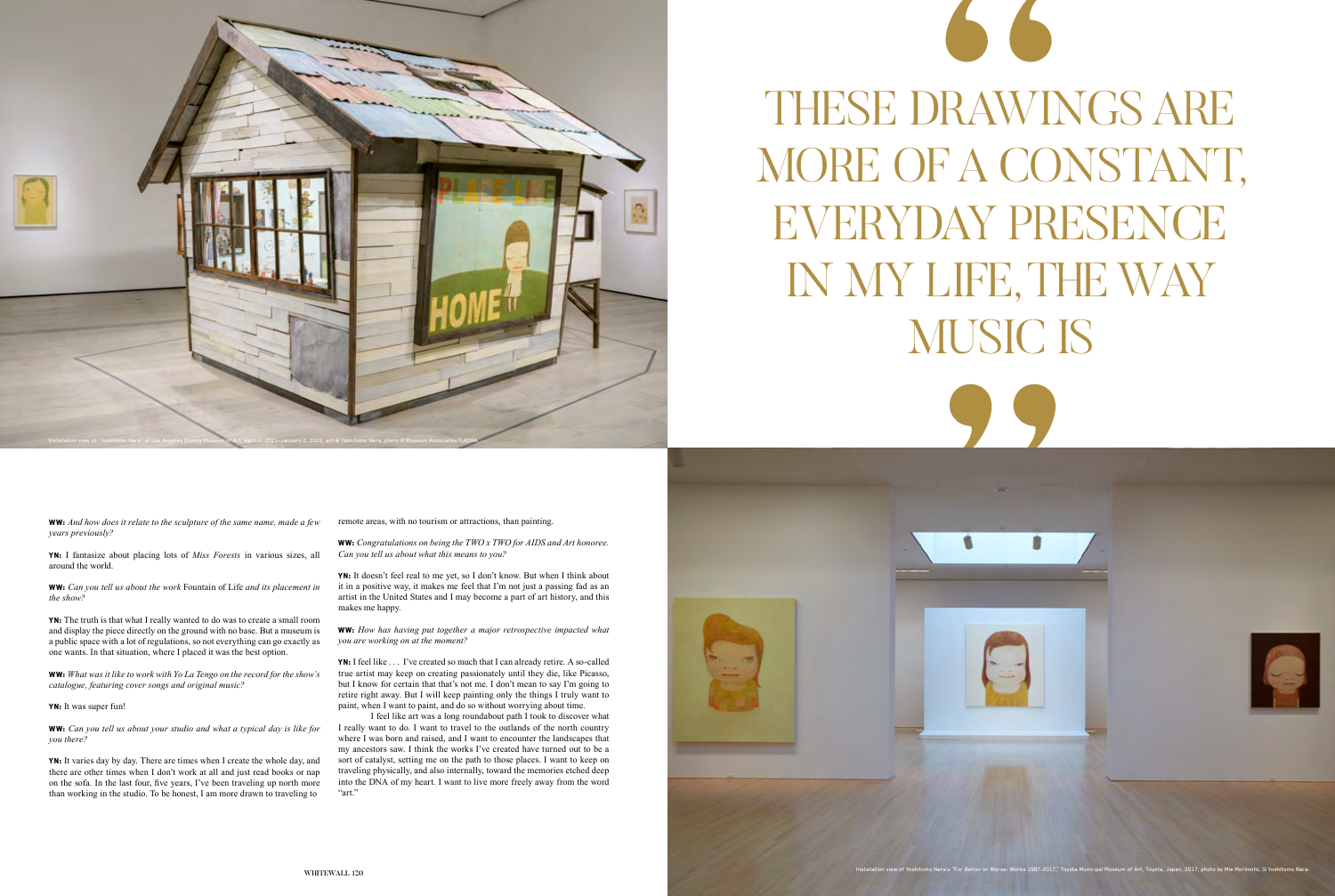Installation view of "Yoshitomo Nara" at Los Angeles County Museum of Art, April 1, 2021–January 2, 2022, art © Yoshitomo Nara, photo © Museum Associates/LACMA.

# "THESE DRAWINGS ARE MORE OF A CONSTANT, EVERYDAY PRESENCE IN MY LIFE, THE WAY MUSIC IS"

**WW:** *And how does it relate to the sculpture of the same name, made a few years previously?*

**YN:** I fantasize about placing lots of *Miss Forests* in various sizes, all around the world.

**WW:** *Can you tell us about the work* Fountain of Life *and its placement in the show?*

**YN:** The truth is that what I really wanted to do was to create a small room and display the piece directly on the ground with no base. But a museum is a public space with a lot of regulations, so not everything can go exactly as one wants. In that situation, where I placed it was the best option.

**WW:** *What was it like to work with Yo La Tengo on the record for the show's catalogue, featuring cover songs and original music?*

**YN:** It was super fun!

**WW:** *Can you tell us about your studio and what a typical day is like for you there?*

**YN:** It varies day by day. There are times when I create the whole day, and there are other times when I don't work at all and just read books or nap on the sofa. In the last four, five years, I've been traveling up north more than working in the studio. To be honest, I am more drawn to traveling to remote areas, with no tourism or attractions, than painting.

**WW:** *Congratulations on being the TWO x TWO for AIDS and Art honoree. Can you tell us about what this means to you?*

**YN:** It doesn't feel real to me yet, so I don't know. But when I think about it in a positive way, it makes me feel that I'm not just a passing fad as an artist in the United States and I may become a part of art history, and this makes me happy.

**WW:** *How has having put together a major retrospective impacted what you are working on at the moment?*

**YN:** I feel like . . . I've created so much that I can already retire. A so-called true artist may keep on creating passionately until they die, like Picasso, but I know for certain that that's not me. I don't mean to say I'm going to retire right away. But I will keep painting only the things I truly want to paint, when I want to paint, and do so without worrying about time.

I feel like art was a long roundabout path I took to discover what I really want to do. I want to travel to the outlands of the north country where I was born and raised, and I want to encounter the landscapes that my ancestors saw. I think the works I've created have turned out to be a sort of catalyst, setting me on the path to those places. I want to keep on traveling physically, and also internally, toward the memories etched deep into the DNA of my heart. I want to live more freely away from the word "art."

Installation view of Yoshitomo Nara's "For Better or Worse: Works 1987–2017," Toyota Municipal Museum of Art, Toyota, Japan, 2017, photo by Mie Morimoto, © Yoshitomo Nara.